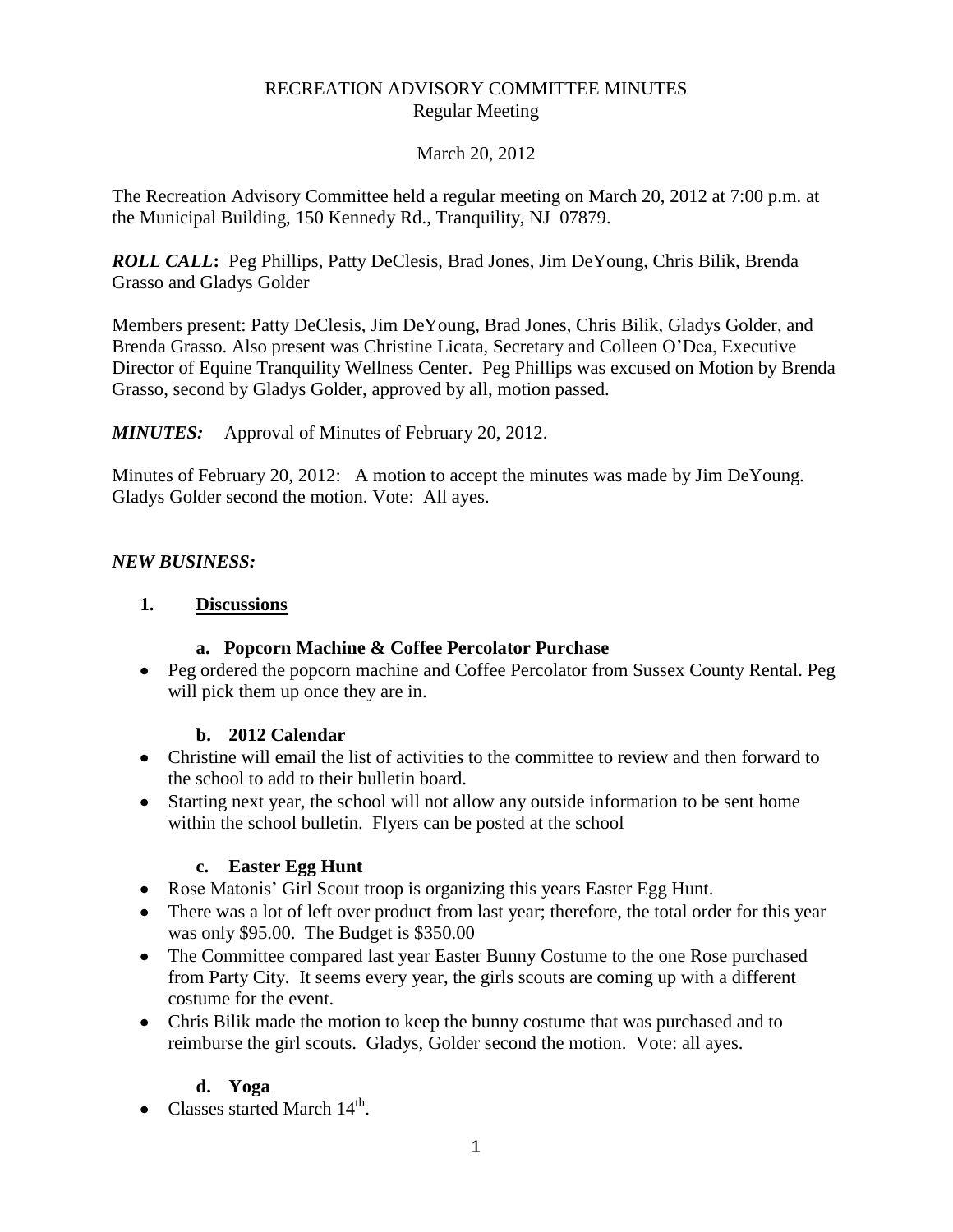# RECREATION ADVISORY COMMITTEE MINUTES

Regular Meeting

March 20, 2012

The Recreation Advisory Committee held a regular meeting on March 20, 2012 at 7:00 p.m. at the Municipal Building, 150 Kennedy Rd., Tranquility, NJ 07879.

***ROLL CALL*:** Peg Phillips, Patty DeClesis, Brad Jones, Jim DeYoung, Chris Bilik, Brenda Grasso and Gladys Golder

Members present: Patty DeClesis, Jim DeYoung, Brad Jones, Chris Bilik, Gladys Golder, and Brenda Grasso. Also present was Christine Licata, Secretary and Colleen O'Dea, Executive Director of Equine Tranquility Wellness Center. Peg Phillips was excused on Motion by Brenda Grasso, second by Gladys Golder, approved by all, motion passed.

***MINUTES:*** Approval of Minutes of February 20, 2012.

Minutes of February 20, 2012: A motion to accept the minutes was made by Jim DeYoung. Gladys Golder second the motion. Vote: All ayes.

***NEW BUSINESS:***

**1. <u>Discussions</u>**

**a. Popcorn Machine & Coffee Percolator Purchase**

- Peg ordered the popcorn machine and Coffee Percolator from Sussex County Rental. Peg will pick them up once they are in.

**b. 2012 Calendar**

- Christine will email the list of activities to the committee to review and then forward to the school to add to their bulletin board.
- Starting next year, the school will not allow any outside information to be sent home within the school bulletin. Flyers can be posted at the school

**c. Easter Egg Hunt**

- Rose Matonis' Girl Scout troop is organizing this years Easter Egg Hunt.
- There was a lot of left over product from last year; therefore, the total order for this year was only $95.00. The Budget is $350.00
- The Committee compared last year Easter Bunny Costume to the one Rose purchased from Party City. It seems every year, the girls scouts are coming up with a different costume for the event.
- Chris Bilik made the motion to keep the bunny costume that was purchased and to reimburse the girl scouts. Gladys, Golder second the motion. Vote: all ayes.

**d. Yoga**

- Classes started March 14th.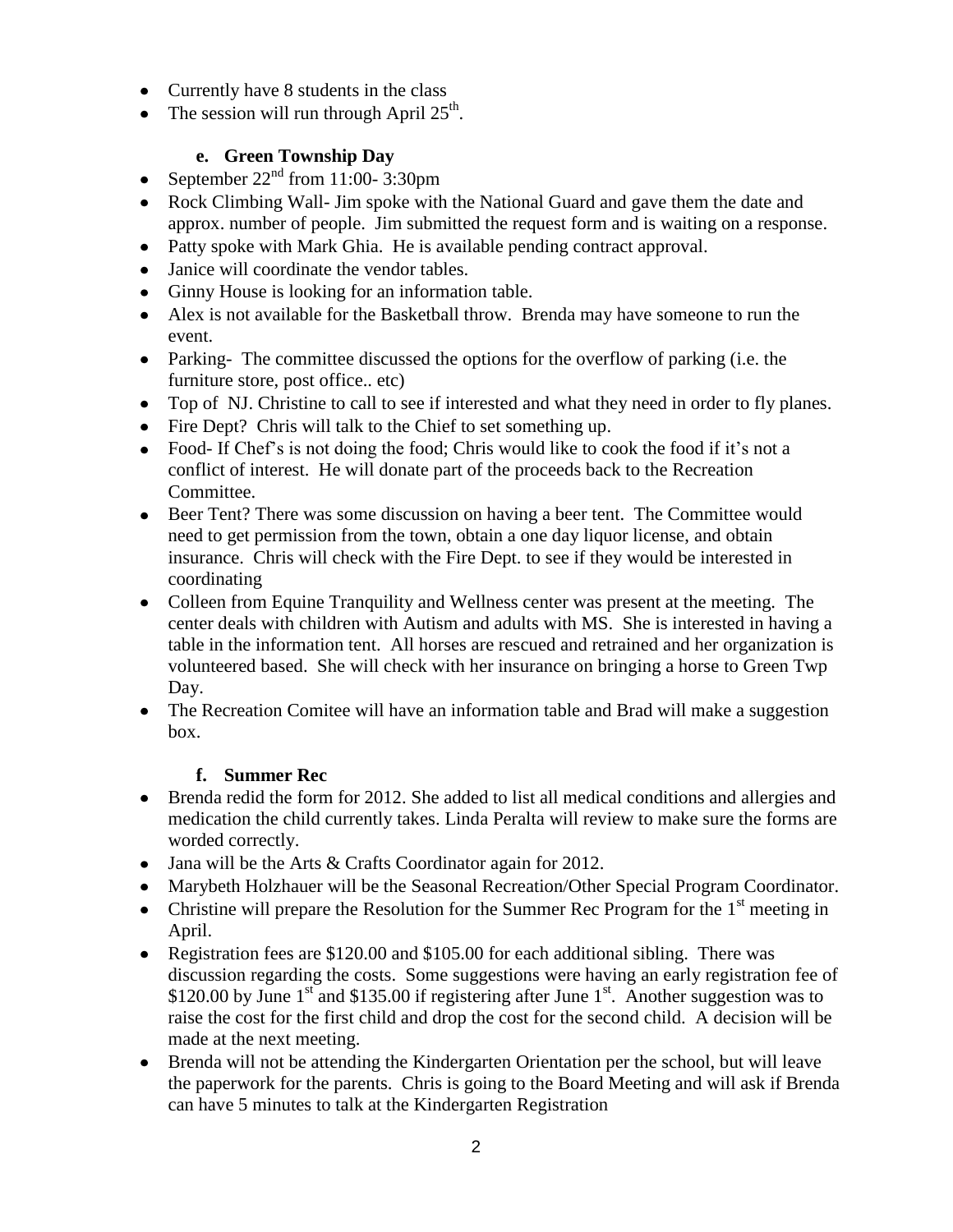- Currently have 8 students in the class
- The session will run through April 25th.

**e. Green Township Day**

- September 22nd from 11:00- 3:30pm
- Rock Climbing Wall- Jim spoke with the National Guard and gave them the date and approx. number of people. Jim submitted the request form and is waiting on a response.
- Patty spoke with Mark Ghia. He is available pending contract approval.
- Janice will coordinate the vendor tables.
- Ginny House is looking for an information table.
- Alex is not available for the Basketball throw. Brenda may have someone to run the event.
- Parking- The committee discussed the options for the overflow of parking (i.e. the furniture store, post office.. etc)
- Top of NJ. Christine to call to see if interested and what they need in order to fly planes.
- Fire Dept? Chris will talk to the Chief to set something up.
- Food- If Chef's is not doing the food; Chris would like to cook the food if it's not a conflict of interest. He will donate part of the proceeds back to the Recreation Committee.
- Beer Tent? There was some discussion on having a beer tent. The Committee would need to get permission from the town, obtain a one day liquor license, and obtain insurance. Chris will check with the Fire Dept. to see if they would be interested in coordinating
- Colleen from Equine Tranquility and Wellness center was present at the meeting. The center deals with children with Autism and adults with MS. She is interested in having a table in the information tent. All horses are rescued and retrained and her organization is volunteered based. She will check with her insurance on bringing a horse to Green Twp Day.
- The Recreation Comitee will have an information table and Brad will make a suggestion box.

**f. Summer Rec**

- Brenda redid the form for 2012. She added to list all medical conditions and allergies and medication the child currently takes. Linda Peralta will review to make sure the forms are worded correctly.
- Jana will be the Arts & Crafts Coordinator again for 2012.
- Marybeth Holzhauer will be the Seasonal Recreation/Other Special Program Coordinator.
- Christine will prepare the Resolution for the Summer Rec Program for the 1st meeting in April.
- Registration fees are $120.00 and $105.00 for each additional sibling. There was discussion regarding the costs. Some suggestions were having an early registration fee of $120.00 by June 1st and $135.00 if registering after June 1st. Another suggestion was to raise the cost for the first child and drop the cost for the second child. A decision will be made at the next meeting.
- Brenda will not be attending the Kindergarten Orientation per the school, but will leave the paperwork for the parents. Chris is going to the Board Meeting and will ask if Brenda can have 5 minutes to talk at the Kindergarten Registration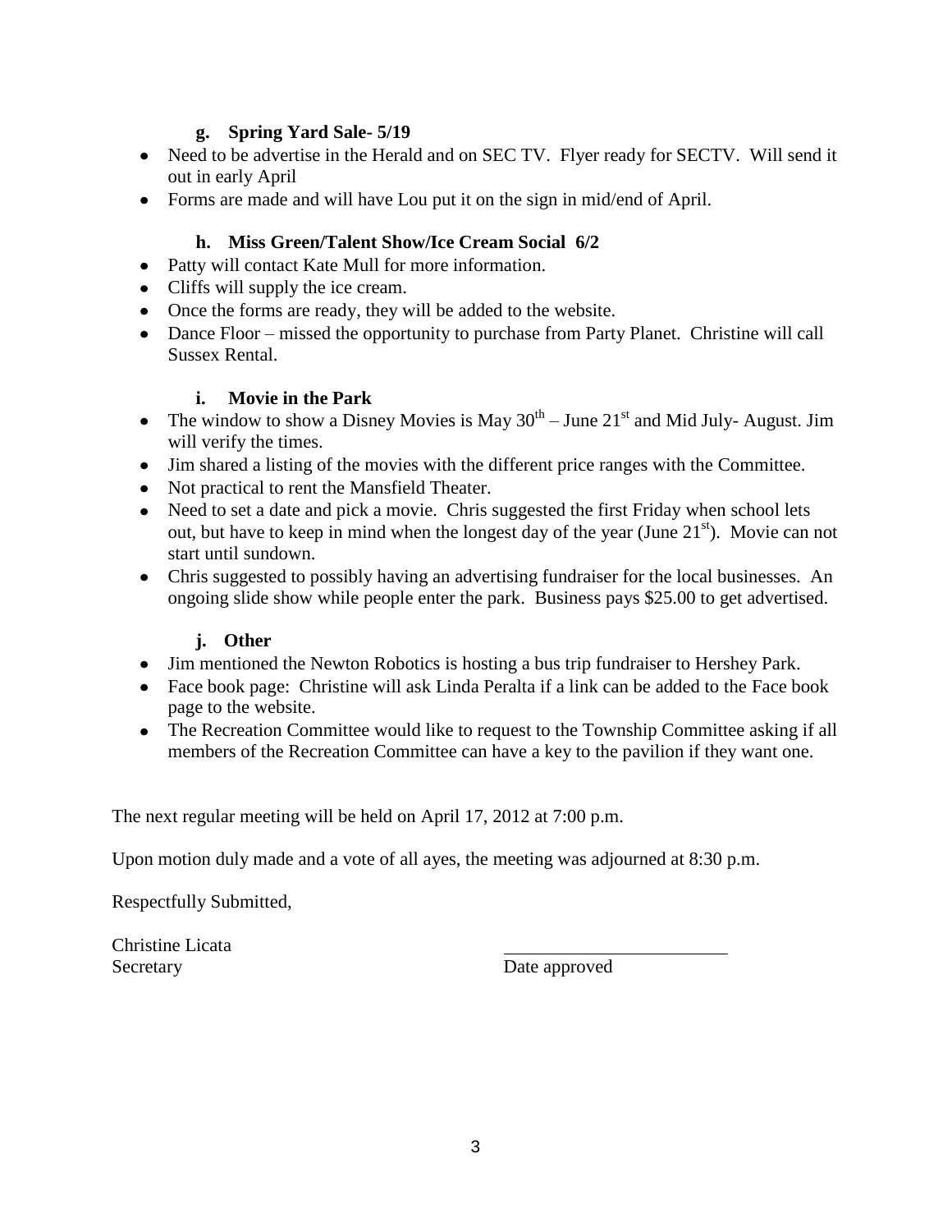#### g. Spring Yard Sale- 5/19

- Need to be advertise in the Herald and on SEC TV. Flyer ready for SECTV. Will send it out in early April
- Forms are made and will have Lou put it on the sign in mid/end of April.

#### h. Miss Green/Talent Show/Ice Cream Social 6/2

- Patty will contact Kate Mull for more information.
- Cliffs will supply the ice cream.
- Once the forms are ready, they will be added to the website.
- Dance Floor – missed the opportunity to purchase from Party Planet. Christine will call Sussex Rental.

#### i. Movie in the Park

- The window to show a Disney Movies is May 30th – June 21st and Mid July- August. Jim will verify the times.
- Jim shared a listing of the movies with the different price ranges with the Committee.
- Not practical to rent the Mansfield Theater.
- Need to set a date and pick a movie. Chris suggested the first Friday when school lets out, but have to keep in mind when the longest day of the year (June 21st). Movie can not start until sundown.
- Chris suggested to possibly having an advertising fundraiser for the local businesses. An ongoing slide show while people enter the park. Business pays $25.00 to get advertised.

#### j. Other

- Jim mentioned the Newton Robotics is hosting a bus trip fundraiser to Hershey Park.
- Face book page: Christine will ask Linda Peralta if a link can be added to the Face book page to the website.
- The Recreation Committee would like to request to the Township Committee asking if all members of the Recreation Committee can have a key to the pavilion if they want one.

The next regular meeting will be held on April 17, 2012 at 7:00 p.m.

Upon motion duly made and a vote of all ayes, the meeting was adjourned at 8:30 p.m.

Respectfully Submitted,

Christine Licata
Secretary

\_\_\_\_\_\_\_\_\_\_\_\_\_\_\_\_\_\_\_\_\_\_\_\_\_
Date approved